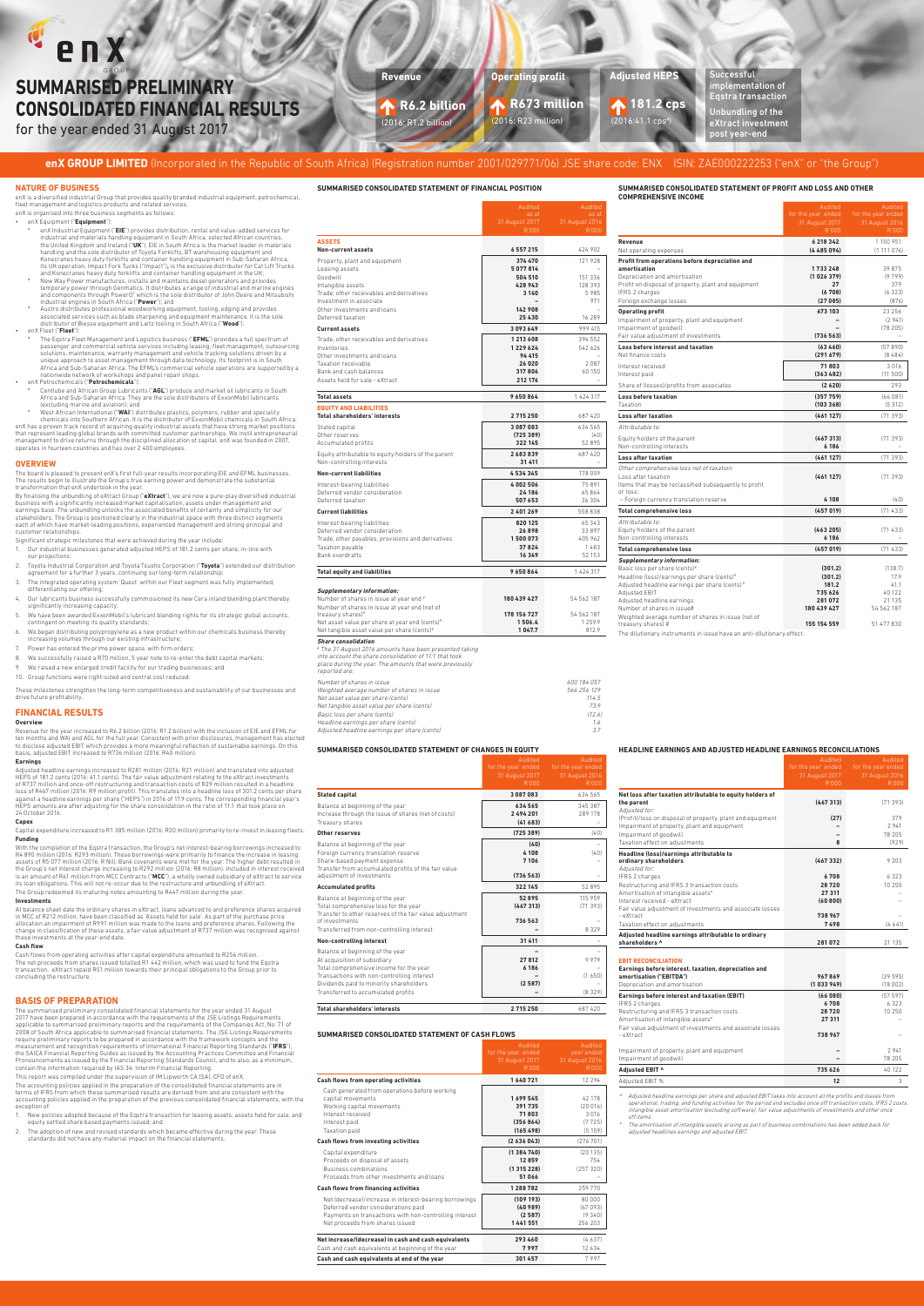# SUMMARISED PRELIMINARY CONSOLIDATED FINANCIAL RESULTS

for the year ended 31 August 2017

**Revenue** R6.2 billion (2016: R1.2 billion)

**Operating profit** R673 million (2016: R23 million)

**Adjusted HEPS** 181.2 cps (2016: 41.1 cps*)

**Successful implementation of Eqstra transaction**

**Unbundling of the eXtract investment post year-end**

**enX GROUP LIMITED** (Incorporated in the Republic of South Africa) (Registration number 2001/029771/06) JSE share code: ENX ISIN: ZAE000222253 ("enX" or "the Group")

## NATURE OF BUSINESS

enX is a diversified industrial Group that provides quality branded industrial equipment, petrochemical, fleet management and logistics products and related services.

enX is organised into three business segments as follows:

- enX Equipment ("**Equipment**"):
  - enX Industrial Equipment ("**EIE**") provides distribution, rental and value-added services for industrial and materials handling equipment in South Africa, selected African countries, the United Kingdom and Ireland ("**UK**"). EIE in South Africa is the market leader in materials handling and the sole distributor of Toyota Forklifts, BT warehousing equipment and Konecranes heavy duty forklifts and container handling equipment in Sub-Saharan Africa. Its UK operation, Impact Fork Trucks ("Impact"), is the exclusive distributor for Cat Lift Trucks and Konecranes heavy duty forklifts and container handling equipment in the UK;
  - New Way Power manufactures, installs and maintains diesel generators and provides temporary power through Genmatics. It distributes a range of industrial and marine engines and components through PowerQ² which is the sole distributor of John Deere and Mitsubishi industrial engines in South Africa ("**Power**"); and
  - Austro distributes professional woodworking equipment, tooling, edging and provides associated services such as blade sharpening and equipment maintenance. It is the sole distributor of Biesse equipment and Leitz tooling in South Africa ("**Wood**").
- enX Fleet ("**Fleet**"):
  - The Eqstra Fleet Management and Logistics business ("**EFML**") provides a full spectrum of passenger and commercial vehicle services including leasing, fleet management, outsourcing solutions, maintenance, warranty management and vehicle tracking solutions driven by a unique approach to asset management through data technology. Its footprint is in South Africa and Sub-Saharan Africa. The EFML's commercial vehicle operations are supported by a nationwide network of workshops and panel repair shops.
- enX Petrochemicals ("**Petrochemicals**"):
  - Centlube and African Group Lubricants ("**AGL**") produce and market oil lubricants in South Africa and Sub-Saharan Africa. They are the sole distributors of ExxonMobil lubricants (excluding marine and aviation); and
  - West African International ("**WAI**") distributes plastics, polymers, rubber and speciality chemicals into Southern African. It is the distributor of ExxonMobil chemicals in South Africa.

enX has a proven track record of acquiring quality industrial assets that have strong market positions that represent leading global brands with committed customer partnerships. We instil entrepreneurial management to drive returns through the disciplined allocation of capital. enX was founded in 2007, operates in fourteen countries and has over 2 400 employees.

## OVERVIEW

The board is pleased to present enX's first full-year results incorporating EIE and EFML businesses. The results begin to illustrate the Group's true earning power and demonstrate the substantial transformation that enX undertook in the year.

By finalising the unbundling of eXtract Group ("**eXtract**"), we are now a pure-play diversified industrial business with a significantly increased market capitalisation, assets under management and earnings base. The unbundling unlocks the associated benefits of certainty and simplicity for our stakeholders. The Group is positioned clearly in the industrial space with three distinct segments each of which have market-leading positions, experienced management and strong principal and customer relationships.

Significant strategic milestones that were achieved during the year include:

1. Our industrial businesses generated adjusted HEPS of 181.2 cents per share, in-line with our projections;
2. Toyota Industrial Corporation and Toyota Tsusho Corporation ("**Toyota**") extended our distribution agreement for a further 3 years, continuing our long-term relationship;
3. The integrated operating system 'Quest' within our Fleet segment was fully implemented, differentiating our offering;
4. Our lubricants business successfully commissioned its new Cera inland blending plant thereby significantly increasing capacity;
5. We have been awarded ExxonMobil's lubricant blending rights for its strategic global accounts, contingent on meeting its quality standards;
6. We began distributing polypropylene as a new product within our chemicals business thereby increasing volumes through our existing infrastructure;
7. Power has entered the prime power space, with firm orders;
8. We successfully raised a R70 million, 5 year note to re-enter the debt capital markets;
9. We raised a new enlarged credit facility for our trading businesses; and
10. Group functions were right-sized and central cost reduced.

These milestones strengthen the long-term competitiveness and sustainability of our businesses and drive future profitability.

## FINANCIAL RESULTS

### Overview

Revenue for the year increased to R6.2 billion (2016: R1.2 billion) with the inclusion of EIE and EFML for ten months and WAI and AGL for the full year. Consistent with prior disclosures, management has elected to disclose adjusted EBIT which provides a more meaningful reflection of sustainable earnings. On this basis, adjusted EBIT increased to R736 million (2016: R40 million).

### Earnings

Adjusted headline earnings increased to R281 million (2016: R21 million) and translated into adjusted HEPS of 181.2 cents (2016: 41.1 cents). The fair value adjustment relating to the eXtract investments of R737 million and once-off restructuring and transaction costs of R29 million resulted in a headline loss of R467 million (2016: R9 million profit). This translates into a headline loss of 301.2 cents per share against a headline earnings per share ("HEPS") in 2016 of 17.9 cents. The corresponding financial year's HEPS amounts are after adjusting for the share consolidation in the ratio of 11:1 that took place on 24 October 2016.

### Capex

Capital expenditure increased to R1 385 million (2016: R20 million) primarily to re-invest in leasing fleets.

### Funding

With the completion of the Eqstra transaction, the Group's net interest-bearing borrowings increased to R4 890 million (2016: R293 million). These borrowings were primarily to finance the increase in leasing assets of R5 077 million (2016: R Nil). Bank covenants were met for the year. The higher debt resulted in the Group's net interest charge increasing to R292 million (2016: R8 million). Included in interest received is an amount of R61 million from MCC Contracts ("**MCC**"), a wholly owned subsidiary of eXtract to service its loan obligations. This will not re-occur due to the restructure and unbundling of eXtract.

The Group redeemed its maturing notes amounting to R447 million during the year.

### Investments

At balance sheet date the ordinary shares in eXtract, loans advanced to and preference shares acquired in MCC of R212 million, have been classified as 'Assets held for sale'. As part of the purchase price allocation an impairment of R991 million was made to the loans and preference shares. Following the change in classification of these assets, a fair value adjustment of R737 million was recognised against these investments at the year-end date.

### Cash flow

Cash flows from operating activities after capital expenditure amounted to R256 million.

The net proceeds from shares issued totalled R1 442 million, which was used to fund the Eqstra transaction. eXtract repaid R51 million towards their principal obligations to the Group prior to concluding the restructure.

## BASIS OF PREPARATION

The summarised preliminary consolidated financial statements for the year ended 31 August 2017 have been prepared in accordance with the requirements of the JSE Listings Requirements applicable to summarised preliminary reports and the requirements of the Companies Act, No. 71 of 2008 of South Africa applicable to summarised financial statements. The JSE Listings Requirements require preliminary reports to be prepared in accordance with the framework concepts and the measurement and recognition requirements of International Financial Reporting Standards ("**IFRS**"), the SAICA Financial Reporting Guides as issued by the Accounting Practices Committee and Financial Pronouncements as issued by the Financial Reporting Standards Council, and to also, as a minimum, contain the information required by IAS 34: Interim Financial Reporting.

This report was compiled under the supervision of IM Lipworth CA (SA), CFO of enX.

The accounting policies applied in the preparation of the consolidated financial statements are in terms of IFRS from which these summarised results are derived from and are consistent with the accounting policies applied in the preparation of the previous consolidated financial statements, with the exception of:

1. New policies adopted because of the Eqstra transaction for leasing assets, assets held for sale, and equity settled share based payments issued; and
2. The adoption of new and revised standards which became effective during the year. These standards did not have any material impact on the financial statements.

## SUMMARISED CONSOLIDATED STATEMENT OF FINANCIAL POSITION

| | Audited as at 31 August 2017 R'000 | Audited as at 31 August 2016 R'000 |
|---|---|---|
| **ASSETS** | | |
| **Non-current assets** | **6 557 215** | 424 902 |
| Property, plant and equipment | 374 470 | 121 928 |
| Leasing assets | 5 077 816 | – |
| Goodwill | 504 510 | 151 336 |
| Intangible assets | 428 943 | 128 393 |
| Trade, other receivables and derivatives | 3 140 | 5 985 |
| Investment in associate | – | 971 |
| Other investments and loans | 142 908 | – |
| Deferred taxation | 25 430 | 16 289 |
| **Current assets** | **3 093 649** | 999 415 |
| Trade, other receivables and derivatives | 1 213 608 | 394 552 |
| Inventories | 1 229 624 | 542 626 |
| Other investments and loans | 94 415 | – |
| Taxation receivable | 26 020 | 2 087 |
| Bank and cash balances | 317 806 | 60 150 |
| Assets held for sale - eXtract | 212 176 | – |
| | | |
| **Total assets** | **9 650 864** | 1 424 317 |
| **EQUITY AND LIABILITIES** | | |
| **Total shareholders' interests** | **2 715 250** | 687 420 |
| Stated capital | 3 087 083 | 634 565 |
| Other reserves | (725 389) | (40) |
| Accumulated profits | 322 145 | 52 895 |
| Equity attributable to equity holders of the parent | 2 683 839 | 687 420 |
| Non-controlling interests | 31 411 | – |
| **Non-current liabilities** | **4 534 365** | 178 059 |
| Interest-bearing liabilities | 4 002 506 | 75 891 |
| Deferred vendor consideration | 24 186 | 65 864 |
| Deferred taxation | 507 653 | 36 304 |
| **Current liabilities** | **2 401 269** | 558 838 |
| Interest-bearing liabilities | 820 125 | 65 343 |
| Deferred vendor consideration | 26 898 | 33 897 |
| Trade, other payables, provisions and derivatives | 1 500 073 | 405 962 |
| Taxation payable | 37 824 | 1 483 |
| Bank overdrafts | 16 349 | 52 153 |
| | | |
| **Total equity and liabilities** | **9 650 864** | 1 424 317 |
| | | |
| ***Supplementary information:*** | | |
| Number of shares in issue at year end # | 180 439 427 | 54 562 187 |
| Number of shares in issue at year end (net of treasury shares)# | 178 156 727 | 54 562 187 |
| Net asset value per share at year end (cents)# | 1 506.4 | 1 259.9 |
| Net tangible asset value per share (cents)# | 1 047.7 | 812.9 |

***Share consolidation***

*# The 31 August 2016 amounts have been presented taking into account the share consolidation of 11:1 that took place during the year. The amounts that were previously reported are:*

| | |
|---|---|
| *Number of shares in issue* | *600 184 057* |
| *Weighted average number of shares in issue* | *566 256 129* |
| *Net asset value per share (cents)* | *114.5* |
| *Net tangible asset value per share (cents)* | *73.9* |
| *Basic loss per share (cents)* | *(12.6)* |
| *Headline earnings per share (cents)* | *1.6* |
| *Adjusted headline earnings per share (cents)* | *3.7* |

## SUMMARISED CONSOLIDATED STATEMENT OF CHANGES IN EQUITY

| | Audited for the year ended 31 August 2017 R'000 | Audited for the year ended 31 August 2016 R'000 |
|---|---|---|
| **Stated capital** | **3 087 083** | 634 565 |
| Balance at beginning of the year | 634 565 | 345 387 |
| Increase through the issue of shares (net of costs) | 2 494 201 | 289 178 |
| Treasury shares | (41 683) | – |
| **Other reserves** | **(725 389)** | (40) |
| Balance at beginning of the year | (40) | – |
| Foreign currency translation reserve | 4 108 | (40) |
| Share-based payment expense | 7 106 | – |
| Transfer from accumulated profits of the fair value adjustment of investments | (736 563) | – |
| **Accumulated profits** | **322 145** | 52 895 |
| Balance at beginning of the year | 52 895 | 115 959 |
| Total comprehensive loss for the year | (467 313) | (71 393) |
| Transfer to other reserves of the fair value adjustment of investments | 736 563 | – |
| Transferred from non-controlling interest | – | 8 329 |
| **Non-controlling interest** | **31 411** | – |
| Balance at beginning of the year | – | – |
| At acquisition of subsidiary | 27 812 | 9 979 |
| Total comprehensive income for the year | 6 186 | – |
| Transactions with non-controlling interest | – | (1 650) |
| Dividends paid to minority shareholders | (2 587) | – |
| Transferred to accumulated profits | – | (8 329) |
| | | |
| **Total shareholders' interests** | **2 715 250** | 687 420 |

## SUMMARISED CONSOLIDATED STATEMENT OF CASH FLOWS

| | Audited for the year ended 31 August 2017 R'000 | Audited year ended 31 August 2016 R'000 |
|---|---|---|
| **Cash flows from operating activities** | **1 640 721** | 12 294 |
| Cash generated from operations before working capital movements | 1 699 545 | 42 178 |
| Working capital movements | 391 735 | (20 016) |
| Interest received | 71 803 | 3 016 |
| Interest paid | (356 864) | (7 725) |
| Taxation paid | (165 498) | (5 159) |
| **Cash flows from investing activities** | **(2 636 043)** | (276 701) |
| Capital expenditure | (1 384 740) | (20 135) |
| Proceeds on disposal of assets | 12 859 | 754 |
| Business combinations | (1 315 228) | (257 320) |
| Proceeds from other investments and loans | 51 066 | – |
| **Cash flows from financing activities** | **1 288 782** | 259 770 |
| Net (decrease)/increase in interest-bearing borrowings | (109 193) | 80 000 |
| Deferred vendor considerations paid | (40 989) | (67 093) |
| Payments on transactions with non-controlling interest | (2 587) | (9 340) |
| Net proceeds from shares issued | 1 441 551 | 256 203 |
| | | |
| **Net increase/(decrease) in cash and cash equivalents** | **293 460** | (4 637) |
| Cash and cash equivalents at beginning of the year | 7 997 | 12 634 |
| **Cash and cash equivalents at end of the year** | **301 457** | 7 997 |

## SUMMARISED CONSOLIDATED STATEMENT OF PROFIT AND LOSS AND OTHER COMPREHENSIVE INCOME

| | Audited for the year ended 31 August 2017 R'000 | Audited for the year ended 31 August 2016 R'000 |
|---|---|---|
| **Revenue** | **6 218 342** | 1 150 951 |
| Net operating expenses | (4 485 094) | (1 111 076) |
| **Profit from operations before depreciation and amortisation** | **1 733 248** | 39 875 |
| Depreciation and amortisation | (1 026 379) | (9 799) |
| Profit on disposal of property, plant and equipment | 27 | 379 |
| IFRS 2 charges | (6 708) | (6 323) |
| Foreign exchange losses | (27 085) | (876) |
| **Operating profit** | **673 103** | 23 256 |
| Impairment of property, plant and equipment | – | (2 941) |
| Impairment of goodwill | – | (78 205) |
| Fair value adjustment of investments | (736 563) | – |
| **Loss before interest and taxation** | **(63 460)** | (57 890) |
| Net finance costs | (291 679) | (8 484) |
| Interest received | 71 803 | 3 016 |
| Interest paid | (363 482) | (11 500) |
| Share of (losses)/profits from associates | (2 620) | 293 |
| **Loss before taxation** | **(357 759)** | (66 081) |
| Taxation | (103 368) | (5 312) |
| **Loss after taxation** | **(461 127)** | (71 393) |
| *Attributable to:* | | |
| Equity holders of the parent | (467 313) | (71 393) |
| Non-controlling interests | 6 186 | – |
| **Loss after taxation** | **(461 127)** | (71 393) |
| *Other comprehensive loss net of taxation:* | | |
| Loss after taxation | (461 127) | (71 393) |
| Items that may be reclassified subsequently to profit or loss: | | |
| - Foreign currency translation reserve | 4 108 | (40) |
| **Total comprehensive loss** | **(457 019)** | (71 433) |
| *Attributable to:* | | |
| Equity holders of the parent | (463 205) | (71 433) |
| Non-controlling interests | 6 186 | – |
| **Total comprehensive loss** | **(457 019)** | (71 433) |
| ***Supplementary information:*** | | |
| Basic loss per share (cents)# | (301.2) | (138.7) |
| Headline (loss)/earnings per share (cents)# | (301.2) | 17.9 |
| Adjusted headline earnings per share (cents) ^ | 181.2 | 41.1 |
| Adjusted EBIT | 735 626 | 40 122 |
| Adjusted headline earnings | 281 072 | 21 135 |
| Number of shares in issue# | 180 439 427 | 54 562 187 |
| Weighted average number of shares in issue (net of treasury shares) # | 155 154 559 | 51 477 830 |

The dilutionary instruments in issue have an anti-dilutionary effect.

## HEADLINE EARNINGS AND ADJUSTED HEADLINE EARNINGS RECONCILIATIONS

| | Audited for the year ended 31 August 2017 R'000 | Audited for the year ended 31 August 2016 R'000 |
|---|---|---|
| **Net loss after taxation attributable to equity holders of the parent** | **(467 313)** | (71 393) |
| *Adjusted for:* | | |
| (Profit)/loss on disposal of property, plant and equipment | (27) | 379 |
| Impairment of property, plant and equipment | – | 2 941 |
| Impairment of goodwill | – | 78 205 |
| Taxation effect on adjustments | 8 | (929) |
| **Headline (loss)/earnings attributable to ordinary shareholders** | **(467 332)** | 9 203 |
| *Adjusted for:* | | |
| IFRS 2 charges | 6 708 | 6 323 |
| Restructuring and IFRS 3 transaction costs | 28 720 | 10 250 |
| Amortisation of intangible assets* | 27 311 | – |
| Interest received - eXtract | (60 800) | – |
| Fair value adjustment of investments and associate losses - eXtract | 738 967 | – |
| Taxation effect on adjustments | 7 498 | (4 641) |
| **Adjusted headline earnings attributable to ordinary shareholders ^** | **281 072** | 21 135 |
| | | |
| **EBIT RECONCILIATION** | | |
| **Earnings before interest, taxation, depreciation and amortisation ("EBITDA")** | **967 869** | (39 595) |
| Depreciation and amortisation | (1 033 949) | (18 002) |
| **Earnings before interest and taxation (EBIT)** | **(66 080)** | (57 597) |
| IFRS 2 charges | 6 708 | 6 323 |
| Restructuring and IFRS 3 transaction costs | 28 720 | 10 250 |
| Amortisation of intangible assets* | 27 311 | – |
| Fair value adjustment of investments and associate losses - eXtract | 738 967 | – |
| Impairment of property, plant and equipment | – | 2 941 |
| Impairment of goodwill | – | 78 205 |
| **Adjusted EBIT ^** | **735 626** | 40 122 |
| Adjusted EBIT % | 12 | 3 |

*^ Adjusted headline earnings per share and adjusted EBIT takes into account all the profits and losses from operational, trading, and funding activities for the period and excludes once off transaction costs, IFRS 2 costs, intangible asset amortisation (excluding software), fair value adjustments of investments and other once off items.*

*\* The amortisation of intangible assets arising as part of business combinations has been added back for adjusted headlines earnings and adjusted EBIT.*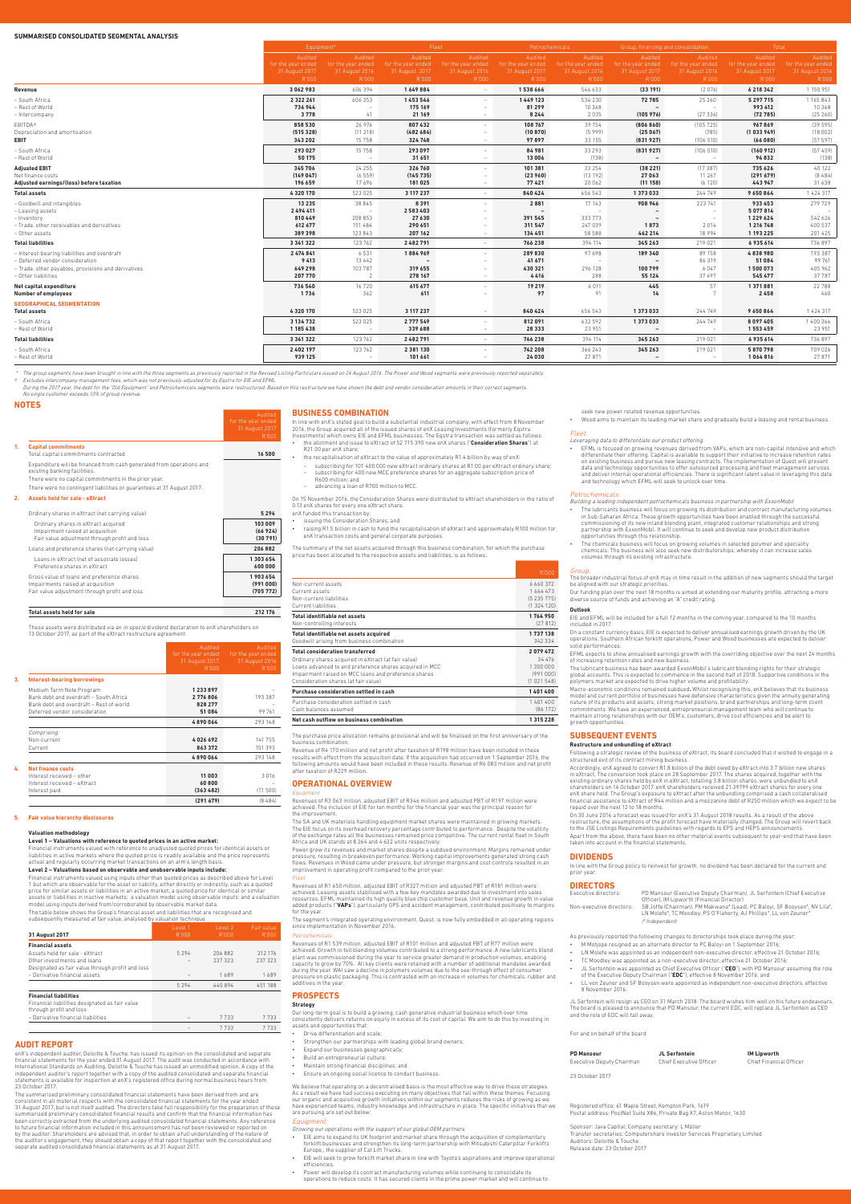## SUMMARISED CONSOLIDATED SEGMENTAL ANALYSIS

| | Equipment* | | Fleet | | Petrochemicals | | Group, financing and consolidation | | Total | |
|---|---|---|---|---|---|---|---|---|---|---|
| | Audited for the year ended 31 August 2017 R'000 | Audited for the year ended 31 August 2016 R'000 | Audited for the year ended 31 August 2017 R'000 | Audited for the year ended 31 August 2016 R'000 | Audited for the year ended 31 August 2017 R'000 | Audited for the year ended 31 August 2016 R'000 | Audited for the year ended 31 August 2017 R'000 | Audited for the year ended 31 August 2016 R'000 | Audited for the year ended 31 August 2017 R'000 | Audited for the year ended 31 August 2016 R'000 |
| **Revenue** | **3 062 983** | 606 394 | **1 649 884** | – | **1 538 666** | 546 633 | **(33 191)** | (2 076) | **6 218 342** | 1 150 951 |
| – South Africa | **2 322 261** | 606 353 | **1 453 546** | – | **1 449 123** | 534 230 | **72 785** | 25 260 | **5 297 715** | 1 165 843 |
| – Rest of World | **736 944** | – | **175 169** | – | **81 299** | 10 368 | – | – | **993 412** | 10 368 |
| – Intercompany | **3 778** | 41 | **21 169** | – | **8 244** | 2 035 | **(105 976)** | (27 336) | **(72 785)** | (25 260) |
| EBITDA# | **858 530** | 26 976 | **807 432** | – | **108 767** | 39 154 | **(806 860)** | (105 725) | **967 869** | (39 595) |
| Depreciation and amortisation | **(515 328)** | (11 218) | **(482 684)** | – | **(10 870)** | (5 999) | **(25 067)** | (785) | **(1 033 949)** | (18 002) |
| **EBIT** | **343 202** | 15 758 | **324 748** | – | **97 897** | 33 155 | **(831 927)** | (106 510) | **(66 080)** | (57 597) |
| – South Africa | **293 027** | 15 758 | **293 097** | – | **84 981** | 33 293 | **(831 927)** | (106 510) | **(160 912)** | (57 459) |
| – Rest of World | **50 175** | – | **31 651** | – | **13 006** | (138) | – | – | **94 832** | (138) |
| **Adjusted EBIT** | **345 706** | 24 255 | **326 760** | – | **101 381** | 33 254 | **(38 221)** | (17 387) | **735 626** | 40 122 |
| Net finance costs | **(149 047)** | (6 559) | **(145 735)** | – | **(23 960)** | (13 192) | **27 063** | 11 267 | **(291 679)** | (8 484) |
| **Adjusted earnings/(loss) before taxation** | **196 659** | 17 696 | **181 025** | – | **77 421** | 20 062 | **(11 158)** | (6 120) | **443 947** | 31 638 |
| **Total assets** | **4 320 170** | 523 025 | **3 117 237** | – | **840 424** | 656 543 | **1 373 033** | 244 749 | **9 650 864** | 1 424 317 |
| – Goodwill and intangibles | **13 235** | 38 845 | **8 391** | – | **2 881** | 17 143 | **908 946** | 223 741 | **933 453** | 279 729 |
| – Leasing assets | **2 494 411** | – | **2 583 403** | – | – | – | – | – | **5 077 814** | – |
| – Inventory | **810 449** | 208 853 | **27 630** | – | **391 545** | 333 773 | – | – | **1 229 624** | 542 626 |
| – Trade, other receivables and derivatives | **612 677** | 151 484 | **290 651** | – | **311 547** | 247 039 | **1 873** | 2 014 | **1 216 748** | 400 537 |
| – Other assets | **389 398** | 123 843 | **207 162** | – | **134 451** | 58 588 | **462 214** | 18 994 | **1 193 225** | 201 425 |
| **Total liabilities** | **3 341 322** | 123 762 | **2 482 791** | – | **766 238** | 394 114 | **345 263** | 219 021 | **6 935 614** | 736 897 |
| – Interest-bearing liabilities and overdraft | **2 474 841** | 6 531 | **1 884 969** | – | **289 830** | 97 698 | **189 340** | 89 158 | **4 838 980** | 193 387 |
| – Deferred vendor consideration | **9 413** | 13 442 | – | – | **41 671** | – | – | 86 319 | **51 084** | 99 761 |
| – Trade, other payables, provisions and derivatives | **649 298** | 103 787 | **319 655** | – | **430 321** | 296 128 | **100 799** | 6 047 | **1 500 073** | 405 962 |
| – Other liabilities | **207 770** | 2 | **278 167** | – | **4 416** | 288 | **55 124** | 37 497 | **545 477** | 37 787 |
| **Net capital expenditure** | **736 540** | 16 720 | **615 677** | – | **19 219** | 6 011 | **445** | 57 | **1 371 881** | 22 788 |
| **Number of employees** | **1 736** | 362 | **611** | – | **97** | 91 | **14** | 7 | **2 458** | 460 |
| **GEOGRAPHICAL SEGMENTATION** | | | | | | | | | | |
| **Total assets** | **4 320 170** | 523 025 | **3 117 237** | – | **840 424** | 656 543 | **1 373 033** | 244 749 | **9 650 864** | 1 424 317 |
| – South Africa | **3 134 732** | 523 025 | **2 777 549** | – | **812 091** | 632 592 | **1 373 033** | 244 749 | **8 097 405** | 1 400 366 |
| – Rest of World | **1 185 438** | – | **339 688** | – | **28 333** | 23 951 | – | – | **1 553 459** | 23 951 |
| **Total liabilities** | **3 341 322** | 123 762 | **2 482 791** | – | **766 238** | 394 114 | **345 263** | 219 021 | **6 935 614** | 736 897 |
| – South Africa | **2 402 197** | 123 762 | **2 381 130** | – | **742 208** | 366 243 | **345 263** | 219 021 | **5 870 798** | 709 026 |
| – Rest of World | **939 125** | – | **101 661** | – | **24 030** | 27 871 | – | – | **1 064 816** | 27 871 |

\* The group segments have been brought in line with the three segments as previously reported in the Revised Listing Particulars issued on 24 August 2016. The Power and Wood segments were previously reported separately.
\# Excludes intercompany management fees, which was not previously adjusted for by Eqstra for EIE and EFML.
During the 2017 year, the debt for the "Old Equipment" and Petrochemicals segments were restructured. Based on this restructure we have shown the debt and vendor consideration amounts in their correct segments.
No single customer exceeds 10% of group revenue.

## NOTES

| | | Audited for the year ended 31 August 2017 R'000 |
|---|---|---|
| **1.** | **Capital commitments** | |
| | Total capital commitments contracted | **16 500** |
| | Expenditure will be financed from cash generated from operations and existing banking facilities. | |
| | There were no capital commitments in the prior year. | |
| | There were no contingent liabilities or guarantees at 31 August 2017. | |
| **2.** | **Assets held for sale – eXtract** | |
| | Ordinary shares in eXtract (net carrying value) | **5 294** |
| | Ordinary shares in eXtract acquired | **103 009** |
| | Impairment raised at acquisition | **(66 924)** |
| | Fair value adjustment through profit and loss | **(30 791)** |
| | Loans and preference shares (net carrying value) | **206 882** |
| | Loans in eXtract (net of associate losses) | **1 303 654** |
| | Preference shares in eXtract | **600 000** |
| | Gross value of loans and preference shares | **1 903 654** |
| | Impairments raised at acquisition | **(991 000)** |
| | Fair value adjustment through profit and loss | **(705 772)** |
| | **Total assets held for sale** | **212 176** |

These assets were distributed via an *in specie* dividend declaration to enX shareholders on 13 October 2017, as part of the eXtract restructure agreement.

| | | Audited for the year ended 31 August 2017 R'000 | Audited for the year ended 31 August 2016 R'000 |
|---|---|---|---|
| **3.** | **Interest-bearing borrowings** | | |
| | Medium Term Note Program | **1 233 897** | – |
| | Bank debt and overdraft – South Africa | **2 776 806** | 193 387 |
| | Bank debt and overdraft – Rest of World | **828 277** | – |
| | Deferred vendor consideration | **51 084** | 99 761 |
| | | **4 890 064** | 293 148 |
| | *Comprising:* | | |
| | Non-current | **4 026 692** | 141 755 |
| | Current | **863 372** | 151 393 |
| | | **4 890 064** | 293 148 |
| **4.** | **Net finance costs** | | |
| | Interest received – other | **11 003** | 3 016 |
| | Interest received – eXtract | **60 800** | – |
| | Interest paid | **(363 482)** | (11 500) |
| | | **(291 679)** | (8 484) |

**5. Fair value hierarchy disclosures**

**Valuation methodology**

**Level 1 – Valuations with reference to quoted prices in an active market:**

Financial instruments valued with reference to unadjusted quoted prices for identical assets or liabilities in active markets where the quoted price is readily available and the price represents actual and regularly occurring market transactions on an arm's length basis.

**Level 2 – Valuations based on observable and unobservable inputs include:**

Financial instruments valued using inputs other than quoted prices as described above for Level 1 but which are observable for the asset or liability, either directly or indirectly, such as a quoted price for similar assets or liabilities in an active market; a quoted price for identical or similar assets or liabilities in inactive markets; a valuation model using observable inputs; and a valuation model using inputs derived from/corroborated by observable market data.

The table below shows the Group's financial asset and liabilities that are recognised and subsequently measured at fair value, analysed by valuation technique.

| 31 August 2017 | Level 1 R'000 | Level 2 R'000 | Fair value R'000 |
|---|---|---|---|
| **Financial assets** | | | |
| Assets held for sale – eXtract | 5 294 | 206 882 | 212 176 |
| Other investments and loans | – | 237 323 | 237 323 |
| Designated as fair value through profit and loss – Derivative financial assets | – | 1 689 | 1 689 |
| | 5 294 | 445 894 | 451 188 |
| **Financial liabilities** | | | |
| Financial liabilities designated as fair value through profit and loss | | | |
| – Derivative financial liabilities | – | 7 733 | 7 733 |
| | – | 7 733 | 7 733 |

## AUDIT REPORT

enX's independent auditor, Deloitte & Touche, has issued its opinion on the consolidated and separate financial statements for the year ended 31 August 2017. The audit was conducted in accordance with International Standards on Auditing. Deloitte & Touche has issued an unmodified opinion. A copy of the independent auditor's report together with a copy of the audited consolidated and separate financial statements is available for inspection at enX's registered office during normal business hours from 23 October 2017.

The summarised preliminary consolidated financial statements have been derived from and are consistent in all material respects with the consolidated financial statements for the year ended 31 August 2017, but is not itself audited. The directors take full responsibility for the preparation of these summarised preliminary consolidated financial results and confirm that the financial information has been correctly extracted from the underlying audited consolidated financial statements. Any reference to future financial information included in this announcement has not been reviewed or reported on by the auditor. Shareholders are advised that, in order to obtain a full understanding of the nature of the auditor's engagement, they should obtain a copy of that report together with the consolidated and separate audited consolidated financial statements as at 31 August 2017.

## BUSINESS COMBINATION

In line with enX's stated goal to build a substantial industrial company, with effect from 8 November 2016, the Group acquired all of the issued shares of enX Leasing Investments (formerly Eqstra Investments) which owns EIE and EFML businesses. The Eqstra transaction was settled as follows:

- the allotment and issue to eXtract of 52 715 390 new enX shares ("**Consideration Shares**") at R21.00 per enX share;
- the recapitalisation of eXtract to the value of approximately R1.4 billion by way of enX:
  - subscribing for 101 400 000 new eXtract ordinary shares at R1.00 per eXtract ordinary share;
  - subscribing for 400 new MCC preference shares for an aggregate subscription price of R600 million; and
  - advancing a loan of R700 million to MCC.

On 15 November 2016, the Consideration Shares were distributed to eXtract shareholders in the ratio of 0.13 enX shares for every one eXtract share.

enX funded this transaction by:

- issuing the Consideration Shares; and
- raising R1.5 billion in cash to fund the recapitalisation of eXtract and approximately R100 million for enX transaction costs and general corporate purposes.

The summary of the net assets acquired through this business combination, for which the purchase price has been allocated to the respective assets and liabilities, is as follows:

| | R'000 |
|---|---|
| Non-current assets | 6 660 372 |
| Current assets | 1 664 473 |
| Non-current liabilities | (5 235 775) |
| Current liabilities | (1 324 120) |
| **Total identifiable net assets** | **1 764 950** |
| Non-controlling interests | (27 812) |
| **Total identifiable net assets acquired** | **1 737 138** |
| Goodwill arising from business combination | 342 334 |
| **Total consideration transferred** | **2 079 472** |
| Ordinary shares acquired in eXtract (at fair value) | 34 476 |
| Loans advanced to and preference shares acquired in MCC | 1 300 000 |
| Impairment raised on MCC loans and preference shares | (991 000) |
| Consideration shares (at fair value) | (1 021 548) |
| **Purchase consideration settled in cash** | **1 401 400** |
| Purchase consideration settled in cash | 1 401 400 |
| Cash balances assumed | (86 172) |
| **Net cash outflow on business combination** | **1 315 228** |

The purchase price allocation remains provisional and will be finalised on the first anniversary of the business combination.

Revenue of R4 170 million and net profit after taxation of R198 million have been included in these results with effect from the acquisition date. If the acquisition had occurred on 1 September 2016, the following amounts would have been included in these results: Revenue of R6 083 million and net profit after taxation of R229 million.

## OPERATIONAL OVERVIEW

*Equipment*

Revenues of R3 063 million, adjusted EBIT of R346 million and adjusted PBT of R197 million were achieved. The inclusion of EIE for ten months for the financial year was the principal reason for the improvement.

The SA and UK materials handling equipment market shares were maintained in growing markets. The EIE focus on its overhead recovery percentage contributed to performance. Despite the volatility of the exchange rates all the businesses remained price competitive. The current rental fleet in South Africa and UK stands at 8 264 and 4 622 units respectively.

Power grew its revenues and market shares despite a subdued environment. Margins remained under pressure, resulting in breakeven performance. Working capital improvements generated strong cash flows. Revenues in Wood came under pressure, but stronger margins and cost controls resulted in an improvement in operating profit compared to the prior year.

*Fleet*

Revenues of R1 650 million, adjusted EBIT of R327 million and adjusted PBT of R181 million were achieved. Leasing assets stabilised with a few key mandates awarded due to investment into sales resources. EFML maintained its high quality blue chip customer base. Unit and revenue growth in value added products ("**VAPs**"), particularly GPS and accident management, contributed positively to margins for the year.

The segment's integrated operating environment, Quest, is now fully embedded in all operating regions since implementation in November 2016.

*Petrochemicals*

Revenues of R1 539 million, adjusted EBIT of R101 million and adjusted PBT of R77 million were achieved. Growth in toll blending volumes contributed to a strong performance. A new lubricants blend plant was commissioned during the year to service greater demand in production volumes, enabling capacity to grow by 70%. All key clients were retained with a number of additional mandates awarded during the year. WAI saw a decline in polymers volumes due to the see-through effect of consumer pressure on plastic packaging. This is contrasted with an increase in volumes for chemicals, rubber and additives in the year.

## PROSPECTS

**Strategy**

Our long-term goal is to build a growing, cash generative industrial business which over time consistently delivers returns on equity in excess of its cost of capital. We aim to do this by investing in assets and opportunities that:

- Drive differentiation and scale;
- Strengthen our partnerships with leading global brand owners;
- Expand our businesses geographically;
- Build an entrepreneurial culture;
- Maintain strong financial disciplines; and
- Ensure an ongoing social licence to conduct business.

We believe that operating on a decentralised basis is the most effective way to drive these strategies. As a result we have had success executing on many objectives that fall within these themes. Focusing our organic and acquisitive growth initiatives within our segments reduces the risks of growing as we have experienced teams, industry knowledge and infrastructure in place. The specific initiatives that we are pursuing are set out below:

*Equipment:*

*Growing our operations with the support of our global OEM partners*

- EIE aims to expand its UK footprint and market share through the acquisition of complementary forklift businesses and strengthen its long-term partnership with Mitsubishi Caterpillar Forklifts Europe, the supplier of Cat Lift Trucks.
- EIE will seek to grow forklift market share in line with Toyota's aspirations and improve operational efficiencies.
- Power will develop its contract manufacturing volumes while continuing to consolidate its operations to reduce costs. It has secured clients in the prime power market and will continue to seek new power related revenue opportunities.
- Wood aims to maintain its leading market share and gradually build a leasing and rental business.

*Fleet:*

*Leveraging data to differentiate our product offering*

- EFML is focused on growing revenues derived from VAPs, which are non-capital intensive and which differentiate their offering. Capital is available to support their initiative to increase retention rates on existing business and pursue new leasing contracts. The implementation of Quest will present data and technology opportunities to offer outsourced processing and fleet management services and deliver internal operational efficiencies. There is significant latent value in leveraging this data and technology which EFML will seek to unlock over time.

*Petrochemicals:*

*Building a leading independent petrochemicals business in partnership with ExxonMobil*

- The lubricants business will focus on growing its distribution and contract manufacturing volumes in Sub-Saharan Africa. These growth opportunities have been enabled through the successful commissioning of its new inland blending plant, integrated customer relationships and strong partnership with ExxonMobil. It will continue to seek and develop new product distribution opportunities through this relationship.
- The chemicals business will focus on growing volumes in selected polymer and speciality chemicals. The business will also seek new distributorships, whereby it can increase sales volumes through its existing infrastructure.

*Group:*

The broader industrial focus of enX may in time result in the addition of new segments should the target be aligned with our strategic priorities.

Our funding plan over the next 18 months is aimed at extending our maturity profile, attracting a more diverse source of funds and achieving an "A" credit rating.

**Outlook**

EIE and EFML will be included for a full 12 months in the coming year, compared to the 10 months included in 2017.

On a constant currency basis, EIE is expected to deliver annualised earnings growth driven by the UK operations. Southern African forklift operations, Power and Wood businesses are expected to deliver solid performances.

EFML expects to show annualised earnings growth with the overriding objective over the next 24 months of increasing retention rates and new business.

The lubricant business has been awarded ExxonMobil's lubricant blending rights for their strategic global accounts. This is expected to commence in the second half of 2018. Supportive conditions in the polymers market are expected to drive higher volume and profitability.

Macro-economic conditions remained subdued. Whilst recognising this, enX believes that its business model and current portfolio of businesses have defensive characteristics given the annuity generating nature of its products and assets, strong market positions, brand partnerships and long-term client commitments. We have an experienced, entrepreneurial management team who will continue to maintain strong relationships with our OEM's, customers, drive cost efficiencies and be alert to growth opportunities.

## SUBSEQUENT EVENTS

**Restructure and unbundling of eXtract**

Following a strategic review of the business of eXtract, its board concluded that it wished to engage in a structured exit of its contract mining business.

Accordingly, enX agreed to convert R1.8 billion of the debt owed by eXtract into 3.7 billion new shares in eXtract. The conversion took place on 28 September 2017. The shares acquired, together with the existing ordinary shares held by enX in eXtract, totalling 3.8 billion shares, were unbundled to enX shareholders on 16 October 2017. enX shareholders received 21.39799 eXtract shares for every one enX share held. The Group's exposure to eXtract after the unbundling comprised a cash collateralised financial assistance to eXtract of R44 million and a mezzanine debt of R250 million which we expect to be repaid over the next 12 to 18 months.

On 30 June 2016 a forecast was issued for enX's 31 August 2018 results. As a result of the above restructure, the assumptions of the profit forecast have materially changed. The Group will revert back to the JSE Listings Requirements guidelines with regards to EPS and HEPS announcements.

Apart from the above, there have been no other material events subsequent to year-end that have been taken into account in the financial statements.

## DIVIDENDS

In line with the Group policy to reinvest for growth, no dividend has been declared for the current and prior year.

## DIRECTORS

Executive directors: PD Mansour (Executive Deputy Chairman), JL Serfontein (Chief Executive Officer), IM Lipworth (Financial Director)

Non-executive directors: SB Joffe (Chairman), PM Makwana* (Lead), PC Baloyi, SF Booysen*, NV Lila*, LN Molefe*, TC Moodley, PS O'Flaherty, AJ Phillips*, LL von Zeuner*
(* Independent)

As previously reported the following changes to directorships took place during the year:

- M Motjope resigned as an alternate director to PC Baloyi on 1 September 2016;
- LN Molefe was appointed as an independent non-executive director, effective 21 October 2016;
- TC Moodley was appointed as a non-executive director, effective 21 October 2016;
- JL Serfontein was appointed as Chief Executive Officer ("**CEO**"), with PD Mansour assuming the role of the Executive Deputy Chairman ("**EDC**"), effective 8 November 2016; and
- LL von Zeuner and SF Booysen were appointed as independent non-executive directors, effective 8 November 2016.

JL Serfontein will resign as CEO on 31 March 2018. The board wishes him well on his future endeavours. The board is pleased to announce that PD Mansour, the current EDC, will replace JL Serfontein as CEO and the role of EDC will fall away.

For and on behalf of the board

| **PD Mansour** | **JL Serfontein** | **IM Lipworth** |
|---|---|---|
| Executive Deputy Chairman | Chief Executive Officer | Chief Financial Officer |

23 October 2017

Registered office: 61 Maple Street, Kempton Park, 1619
Postal address: PostNet Suite X86, Private Bag X7, Aston Manor, 1630

Sponsor: Java Capital; Company secretary: L Möller
Transfer secretaries: Computershare Investor Services Proprietary Limited
Auditors: Deloitte & Touche
Release date: 23 October 2017